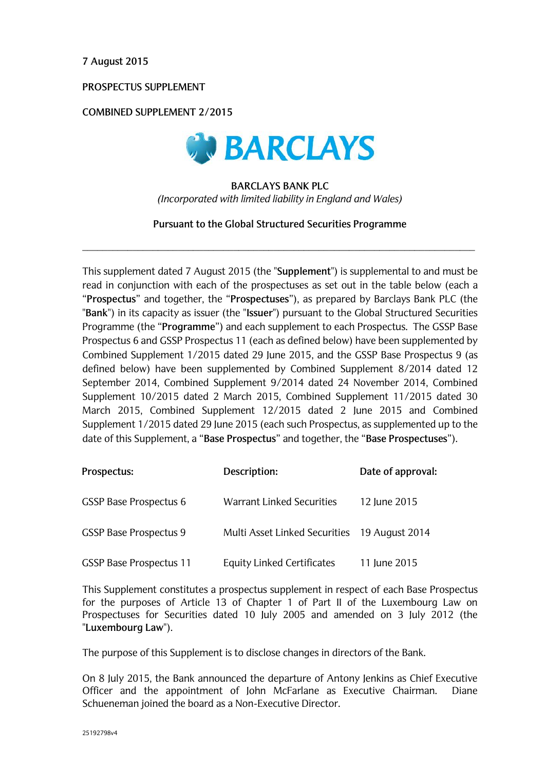7 August 2015

PROSPECTUS SUPPLEMENT

COMBINED SUPPLEMENT 2/2015

BARCLAYS

**BARCLAYS BANK PLC**

*(Incorporated with limited liability in England and Wales)*

**Pursuant to the Global Structured Securities Programme**

---

This supplement dated 7 August 2015 (the "**Supplement**") is supplemental to and must be read in conjunction with each of the prospectuses as set out in the table below (each a "**Prospectus**" and together, the "**Prospectuses**"), as prepared by Barclays Bank PLC (the "**Bank**") in its capacity as issuer (the "**Issuer**") pursuant to the Global Structured Securities Programme (the "**Programme**") and each supplement to each Prospectus. The GSSP Base Prospectus 6 and GSSP Prospectus 11 (each as defined below) have been supplemented by Combined Supplement 1/2015 dated 29 June 2015, and the GSSP Base Prospectus 9 (as defined below) have been supplemented by Combined Supplement 8/2014 dated 12 September 2014, Combined Supplement 9/2014 dated 24 November 2014, Combined Supplement 10/2015 dated 2 March 2015, Combined Supplement 11/2015 dated 30 March 2015, Combined Supplement 12/2015 dated 2 June 2015 and Combined Supplement 1/2015 dated 29 June 2015 (each such Prospectus, as supplemented up to the date of this Supplement, a "**Base Prospectus**" and together, the "**Base Prospectuses**").

| Prospectus: | Description: | Date of approval: |
|---|---|---|
| GSSP Base Prospectus 6 | Warrant Linked Securities | 12 June 2015 |
| GSSP Base Prospectus 9 | Multi Asset Linked Securities | 19 August 2014 |
| GSSP Base Prospectus 11 | Equity Linked Certificates | 11 June 2015 |

This Supplement constitutes a prospectus supplement in respect of each Base Prospectus for the purposes of Article 13 of Chapter 1 of Part II of the Luxembourg Law on Prospectuses for Securities dated 10 July 2005 and amended on 3 July 2012 (the "**Luxembourg Law**").

The purpose of this Supplement is to disclose changes in directors of the Bank.

On 8 July 2015, the Bank announced the departure of Antony Jenkins as Chief Executive Officer and the appointment of John McFarlane as Executive Chairman. Diane Schueneman joined the board as a Non-Executive Director.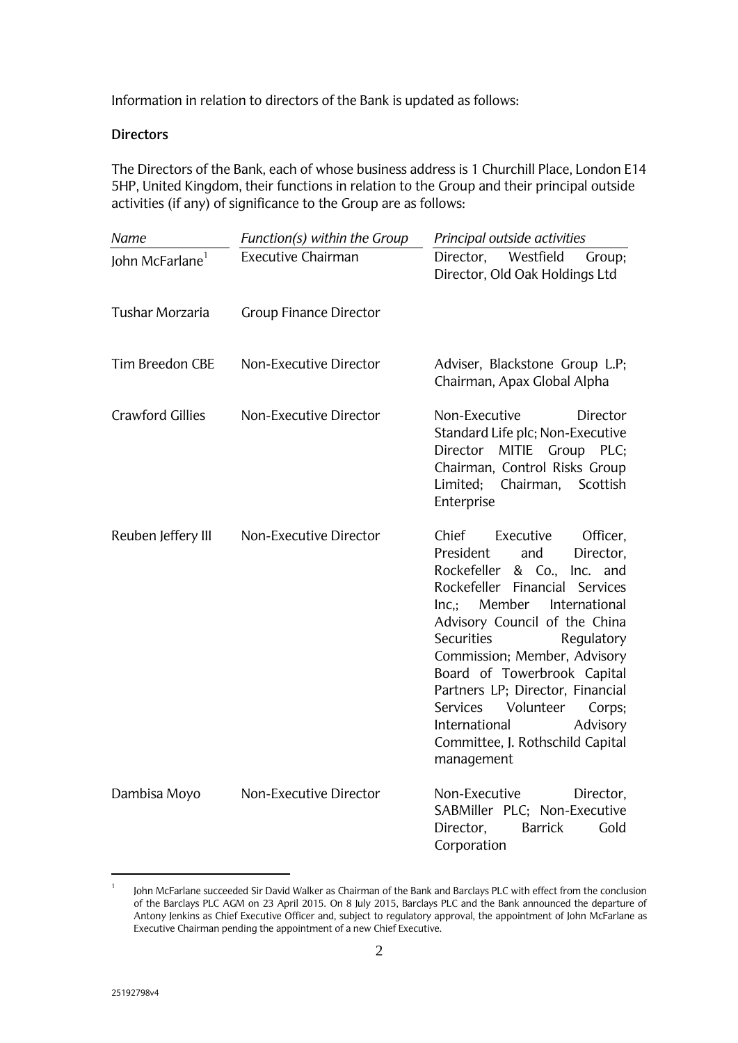Information in relation to directors of the Bank is updated as follows:

**Directors**

The Directors of the Bank, each of whose business address is 1 Churchill Place, London E14 5HP, United Kingdom, their functions in relation to the Group and their principal outside activities (if any) of significance to the Group are as follows:

| *Name* | *Function(s) within the Group* | *Principal outside activities* |
|---|---|---|
| John McFarlane[1] | Executive Chairman | Director, Westfield Group; Director, Old Oak Holdings Ltd |
| Tushar Morzaria | Group Finance Director | |
| Tim Breedon CBE | Non-Executive Director | Adviser, Blackstone Group L.P; Chairman, Apax Global Alpha |
| Crawford Gillies | Non-Executive Director | Non-Executive Director Standard Life plc; Non-Executive Director MITIE Group PLC; Chairman, Control Risks Group Limited; Chairman, Scottish Enterprise |
| Reuben Jeffery III | Non-Executive Director | Chief Executive Officer, President and Director, Rockefeller & Co., Inc. and Rockefeller Financial Services Inc,; Member International Advisory Council of the China Securities Regulatory Commission; Member, Advisory Board of Towerbrook Capital Partners LP; Director, Financial Services Volunteer Corps; International Advisory Committee, J. Rothschild Capital management |
| Dambisa Moyo | Non-Executive Director | Non-Executive Director, SABMiller PLC; Non-Executive Director, Barrick Gold Corporation |

[1] John McFarlane succeeded Sir David Walker as Chairman of the Bank and Barclays PLC with effect from the conclusion of the Barclays PLC AGM on 23 April 2015. On 8 July 2015, Barclays PLC and the Bank announced the departure of Antony Jenkins as Chief Executive Officer and, subject to regulatory approval, the appointment of John McFarlane as Executive Chairman pending the appointment of a new Chief Executive.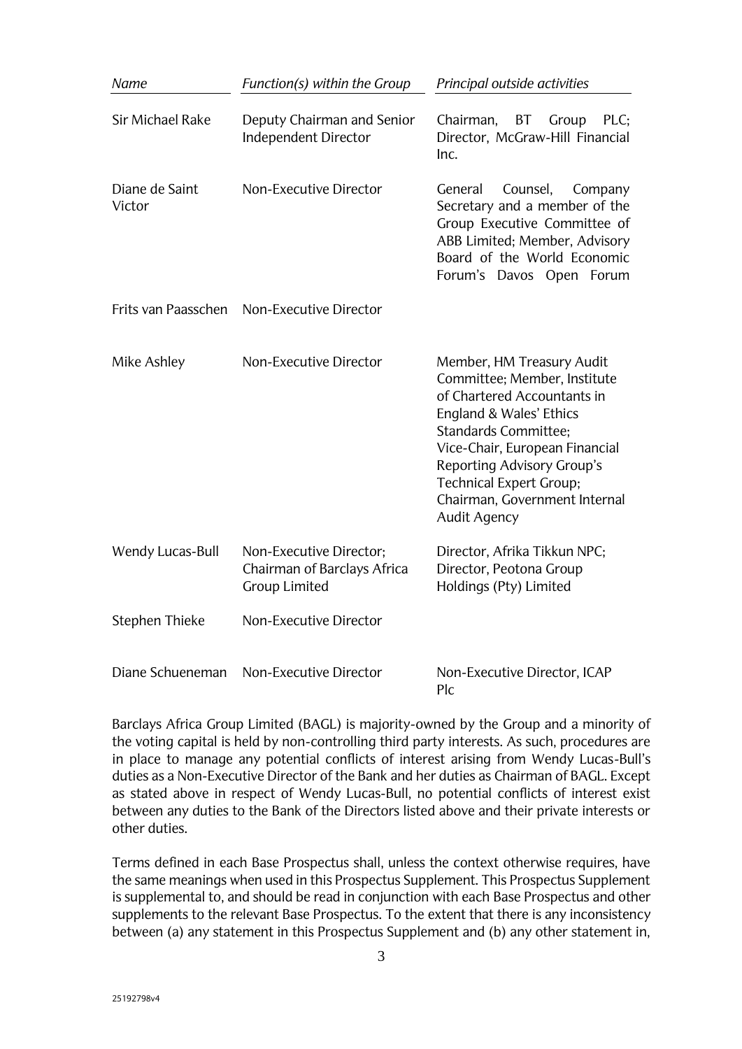| *Name* | *Function(s) within the Group* | *Principal outside activities* |
|---|---|---|
| Sir Michael Rake | Deputy Chairman and Senior Independent Director | Chairman, BT Group PLC; Director, McGraw-Hill Financial Inc. |
| Diane de Saint Victor | Non-Executive Director | General Counsel, Company Secretary and a member of the Group Executive Committee of ABB Limited; Member, Advisory Board of the World Economic Forum's Davos Open Forum |
| Frits van Paasschen | Non-Executive Director | |
| Mike Ashley | Non-Executive Director | Member, HM Treasury Audit Committee; Member, Institute of Chartered Accountants in England & Wales' Ethics Standards Committee; Vice-Chair, European Financial Reporting Advisory Group's Technical Expert Group; Chairman, Government Internal Audit Agency |
| Wendy Lucas-Bull | Non-Executive Director; Chairman of Barclays Africa Group Limited | Director, Afrika Tikkun NPC; Director, Peotona Group Holdings (Pty) Limited |
| Stephen Thieke | Non-Executive Director | |
| Diane Schueneman | Non-Executive Director | Non-Executive Director, ICAP Plc |

Barclays Africa Group Limited (BAGL) is majority-owned by the Group and a minority of the voting capital is held by non-controlling third party interests. As such, procedures are in place to manage any potential conflicts of interest arising from Wendy Lucas-Bull's duties as a Non-Executive Director of the Bank and her duties as Chairman of BAGL. Except as stated above in respect of Wendy Lucas-Bull, no potential conflicts of interest exist between any duties to the Bank of the Directors listed above and their private interests or other duties.

Terms defined in each Base Prospectus shall, unless the context otherwise requires, have the same meanings when used in this Prospectus Supplement. This Prospectus Supplement is supplemental to, and should be read in conjunction with each Base Prospectus and other supplements to the relevant Base Prospectus. To the extent that there is any inconsistency between (a) any statement in this Prospectus Supplement and (b) any other statement in,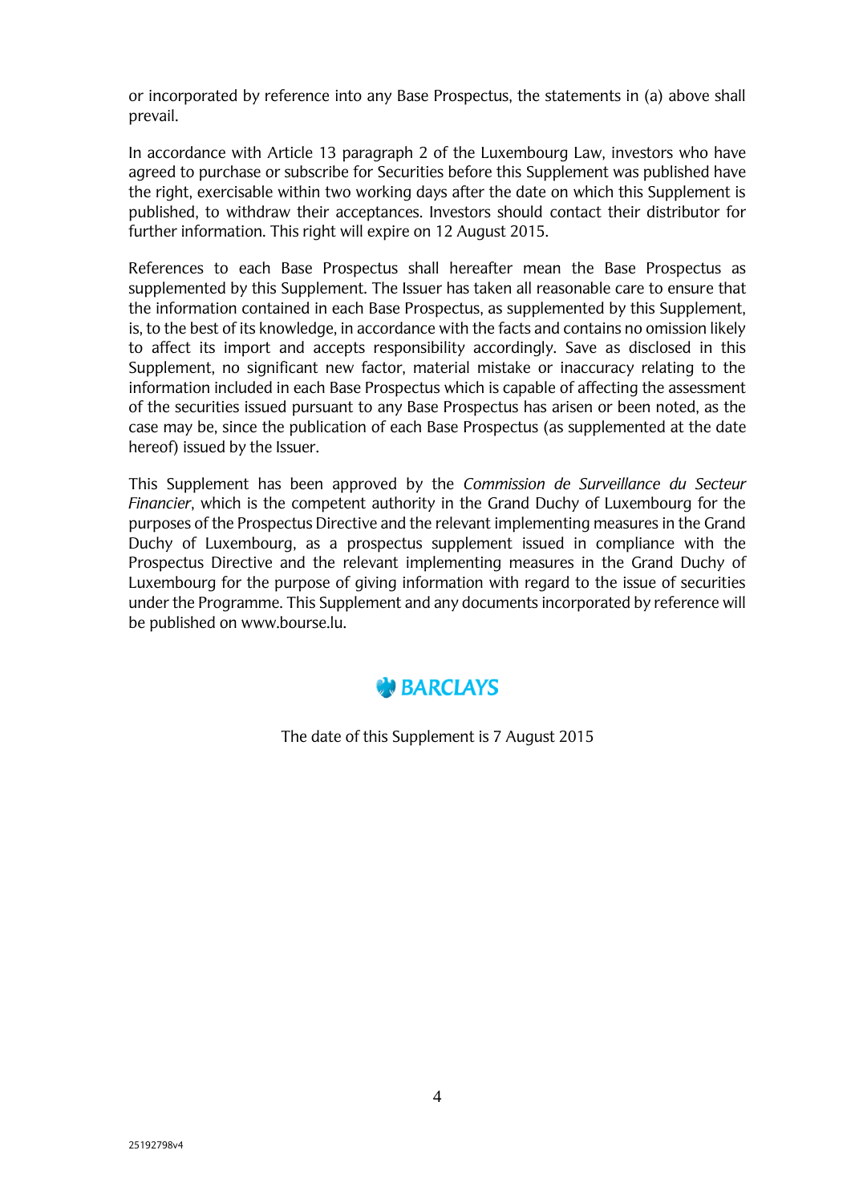or incorporated by reference into any Base Prospectus, the statements in (a) above shall prevail.

In accordance with Article 13 paragraph 2 of the Luxembourg Law, investors who have agreed to purchase or subscribe for Securities before this Supplement was published have the right, exercisable within two working days after the date on which this Supplement is published, to withdraw their acceptances. Investors should contact their distributor for further information. This right will expire on 12 August 2015.

References to each Base Prospectus shall hereafter mean the Base Prospectus as supplemented by this Supplement. The Issuer has taken all reasonable care to ensure that the information contained in each Base Prospectus, as supplemented by this Supplement, is, to the best of its knowledge, in accordance with the facts and contains no omission likely to affect its import and accepts responsibility accordingly. Save as disclosed in this Supplement, no significant new factor, material mistake or inaccuracy relating to the information included in each Base Prospectus which is capable of affecting the assessment of the securities issued pursuant to any Base Prospectus has arisen or been noted, as the case may be, since the publication of each Base Prospectus (as supplemented at the date hereof) issued by the Issuer.

This Supplement has been approved by the *Commission de Surveillance du Secteur Financier*, which is the competent authority in the Grand Duchy of Luxembourg for the purposes of the Prospectus Directive and the relevant implementing measures in the Grand Duchy of Luxembourg, as a prospectus supplement issued in compliance with the Prospectus Directive and the relevant implementing measures in the Grand Duchy of Luxembourg for the purpose of giving information with regard to the issue of securities under the Programme. This Supplement and any documents incorporated by reference will be published on www.bourse.lu.

BARCLAYS

The date of this Supplement is 7 August 2015